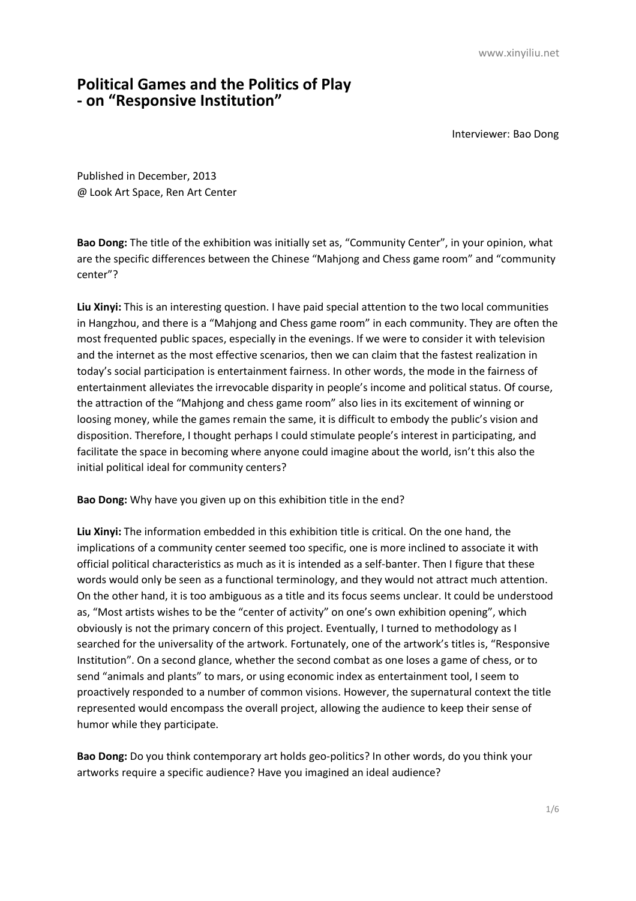# Political Games and the Politics of Play - on "Responsive Institution"

Interviewer: Bao Dong

Published in December, 2013
@ Look Art Space, Ren Art Center

**Bao Dong:** The title of the exhibition was initially set as, "Community Center", in your opinion, what are the specific differences between the Chinese "Mahjong and Chess game room" and "community center"?

**Liu Xinyi:** This is an interesting question. I have paid special attention to the two local communities in Hangzhou, and there is a "Mahjong and Chess game room" in each community. They are often the most frequented public spaces, especially in the evenings. If we were to consider it with television and the internet as the most effective scenarios, then we can claim that the fastest realization in today's social participation is entertainment fairness. In other words, the mode in the fairness of entertainment alleviates the irrevocable disparity in people's income and political status. Of course, the attraction of the "Mahjong and chess game room" also lies in its excitement of winning or loosing money, while the games remain the same, it is difficult to embody the public's vision and disposition. Therefore, I thought perhaps I could stimulate people's interest in participating, and facilitate the space in becoming where anyone could imagine about the world, isn't this also the initial political ideal for community centers?

**Bao Dong:** Why have you given up on this exhibition title in the end?

**Liu Xinyi:** The information embedded in this exhibition title is critical. On the one hand, the implications of a community center seemed too specific, one is more inclined to associate it with official political characteristics as much as it is intended as a self-banter. Then I figure that these words would only be seen as a functional terminology, and they would not attract much attention. On the other hand, it is too ambiguous as a title and its focus seems unclear. It could be understood as, "Most artists wishes to be the "center of activity" on one's own exhibition opening", which obviously is not the primary concern of this project. Eventually, I turned to methodology as I searched for the universality of the artwork. Fortunately, one of the artwork's titles is, "Responsive Institution". On a second glance, whether the second combat as one loses a game of chess, or to send "animals and plants" to mars, or using economic index as entertainment tool, I seem to proactively responded to a number of common visions. However, the supernatural context the title represented would encompass the overall project, allowing the audience to keep their sense of humor while they participate.

**Bao Dong:** Do you think contemporary art holds geo-politics? In other words, do you think your artworks require a specific audience? Have you imagined an ideal audience?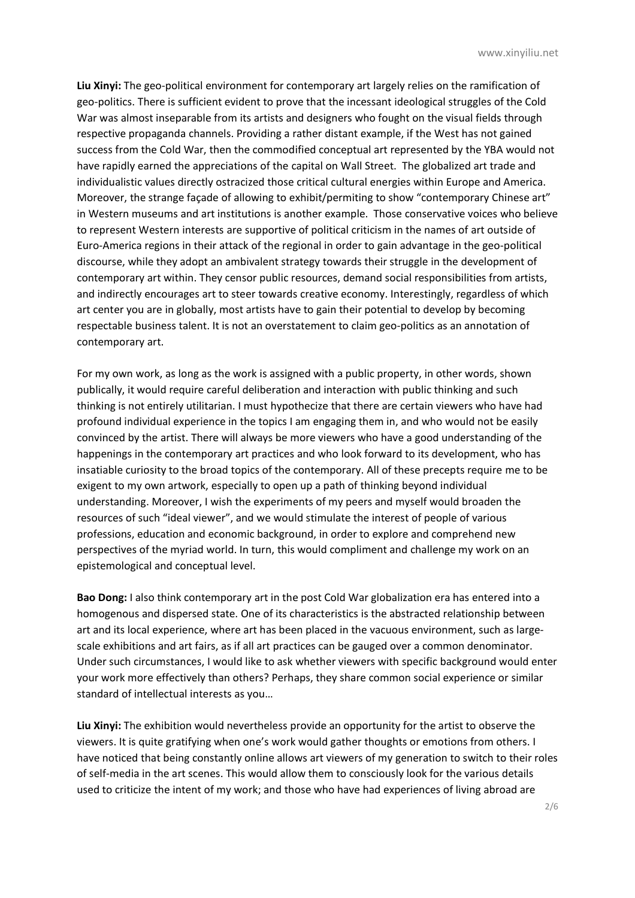**Liu Xinyi:** The geo-political environment for contemporary art largely relies on the ramification of geo-politics. There is sufficient evident to prove that the incessant ideological struggles of the Cold War was almost inseparable from its artists and designers who fought on the visual fields through respective propaganda channels. Providing a rather distant example, if the West has not gained success from the Cold War, then the commodified conceptual art represented by the YBA would not have rapidly earned the appreciations of the capital on Wall Street. The globalized art trade and individualistic values directly ostracized those critical cultural energies within Europe and America. Moreover, the strange façade of allowing to exhibit/permiting to show "contemporary Chinese art" in Western museums and art institutions is another example. Those conservative voices who believe to represent Western interests are supportive of political criticism in the names of art outside of Euro-America regions in their attack of the regional in order to gain advantage in the geo-political discourse, while they adopt an ambivalent strategy towards their struggle in the development of contemporary art within. They censor public resources, demand social responsibilities from artists, and indirectly encourages art to steer towards creative economy. Interestingly, regardless of which art center you are in globally, most artists have to gain their potential to develop by becoming respectable business talent. It is not an overstatement to claim geo-politics as an annotation of contemporary art.

For my own work, as long as the work is assigned with a public property, in other words, shown publically, it would require careful deliberation and interaction with public thinking and such thinking is not entirely utilitarian. I must hypothecize that there are certain viewers who have had profound individual experience in the topics I am engaging them in, and who would not be easily convinced by the artist. There will always be more viewers who have a good understanding of the happenings in the contemporary art practices and who look forward to its development, who has insatiable curiosity to the broad topics of the contemporary. All of these precepts require me to be exigent to my own artwork, especially to open up a path of thinking beyond individual understanding. Moreover, I wish the experiments of my peers and myself would broaden the resources of such "ideal viewer", and we would stimulate the interest of people of various professions, education and economic background, in order to explore and comprehend new perspectives of the myriad world. In turn, this would compliment and challenge my work on an epistemological and conceptual level.

**Bao Dong:** I also think contemporary art in the post Cold War globalization era has entered into a homogenous and dispersed state. One of its characteristics is the abstracted relationship between art and its local experience, where art has been placed in the vacuous environment, such as large-scale exhibitions and art fairs, as if all art practices can be gauged over a common denominator. Under such circumstances, I would like to ask whether viewers with specific background would enter your work more effectively than others? Perhaps, they share common social experience or similar standard of intellectual interests as you…

**Liu Xinyi:** The exhibition would nevertheless provide an opportunity for the artist to observe the viewers. It is quite gratifying when one's work would gather thoughts or emotions from others. I have noticed that being constantly online allows art viewers of my generation to switch to their roles of self-media in the art scenes. This would allow them to consciously look for the various details used to criticize the intent of my work; and those who have had experiences of living abroad are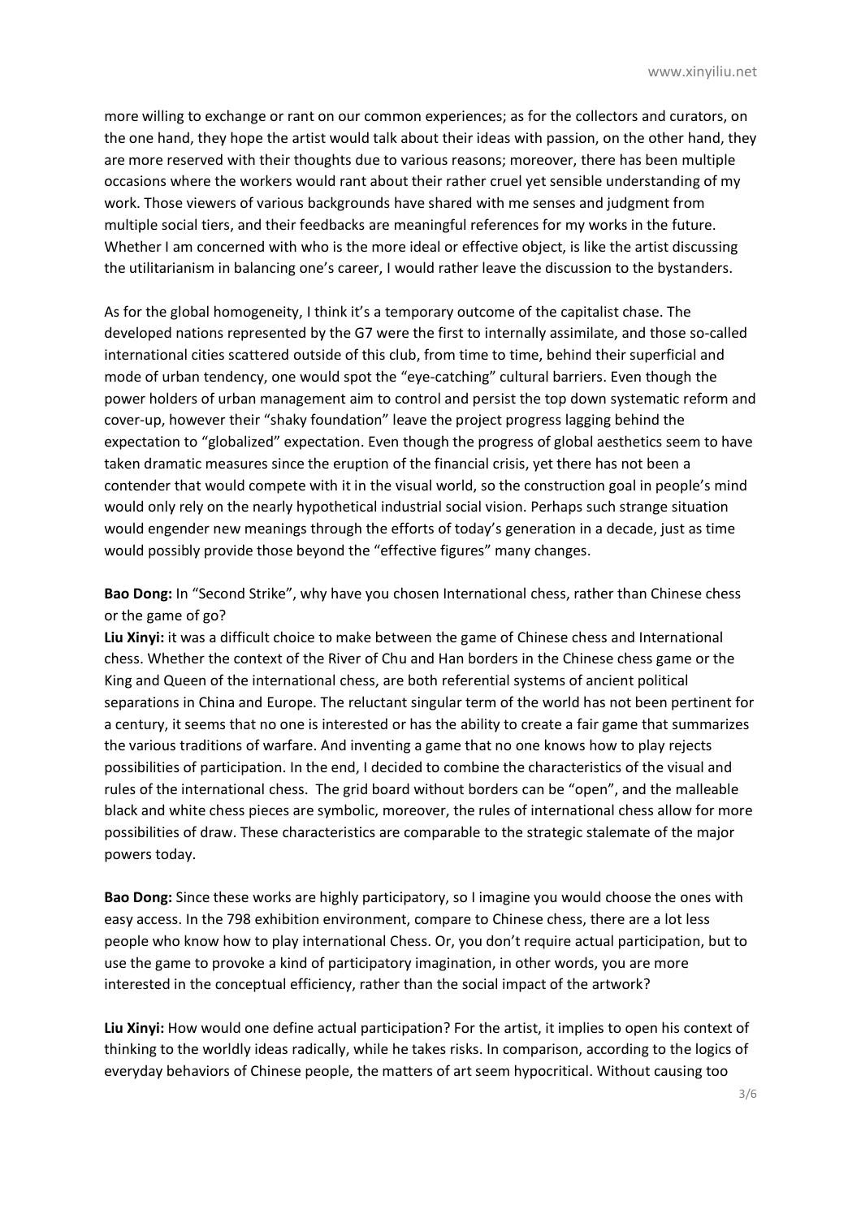more willing to exchange or rant on our common experiences; as for the collectors and curators, on the one hand, they hope the artist would talk about their ideas with passion, on the other hand, they are more reserved with their thoughts due to various reasons; moreover, there has been multiple occasions where the workers would rant about their rather cruel yet sensible understanding of my work. Those viewers of various backgrounds have shared with me senses and judgment from multiple social tiers, and their feedbacks are meaningful references for my works in the future. Whether I am concerned with who is the more ideal or effective object, is like the artist discussing the utilitarianism in balancing one's career, I would rather leave the discussion to the bystanders.

As for the global homogeneity, I think it's a temporary outcome of the capitalist chase. The developed nations represented by the G7 were the first to internally assimilate, and those so-called international cities scattered outside of this club, from time to time, behind their superficial and mode of urban tendency, one would spot the "eye-catching" cultural barriers. Even though the power holders of urban management aim to control and persist the top down systematic reform and cover-up, however their "shaky foundation" leave the project progress lagging behind the expectation to "globalized" expectation. Even though the progress of global aesthetics seem to have taken dramatic measures since the eruption of the financial crisis, yet there has not been a contender that would compete with it in the visual world, so the construction goal in people's mind would only rely on the nearly hypothetical industrial social vision. Perhaps such strange situation would engender new meanings through the efforts of today's generation in a decade, just as time would possibly provide those beyond the "effective figures" many changes.

**Bao Dong:** In "Second Strike", why have you chosen International chess, rather than Chinese chess or the game of go?

**Liu Xinyi:** it was a difficult choice to make between the game of Chinese chess and International chess. Whether the context of the River of Chu and Han borders in the Chinese chess game or the King and Queen of the international chess, are both referential systems of ancient political separations in China and Europe. The reluctant singular term of the world has not been pertinent for a century, it seems that no one is interested or has the ability to create a fair game that summarizes the various traditions of warfare. And inventing a game that no one knows how to play rejects possibilities of participation. In the end, I decided to combine the characteristics of the visual and rules of the international chess. The grid board without borders can be "open", and the malleable black and white chess pieces are symbolic, moreover, the rules of international chess allow for more possibilities of draw. These characteristics are comparable to the strategic stalemate of the major powers today.

**Bao Dong:** Since these works are highly participatory, so I imagine you would choose the ones with easy access. In the 798 exhibition environment, compare to Chinese chess, there are a lot less people who know how to play international Chess. Or, you don't require actual participation, but to use the game to provoke a kind of participatory imagination, in other words, you are more interested in the conceptual efficiency, rather than the social impact of the artwork?

**Liu Xinyi:** How would one define actual participation? For the artist, it implies to open his context of thinking to the worldly ideas radically, while he takes risks. In comparison, according to the logics of everyday behaviors of Chinese people, the matters of art seem hypocritical. Without causing too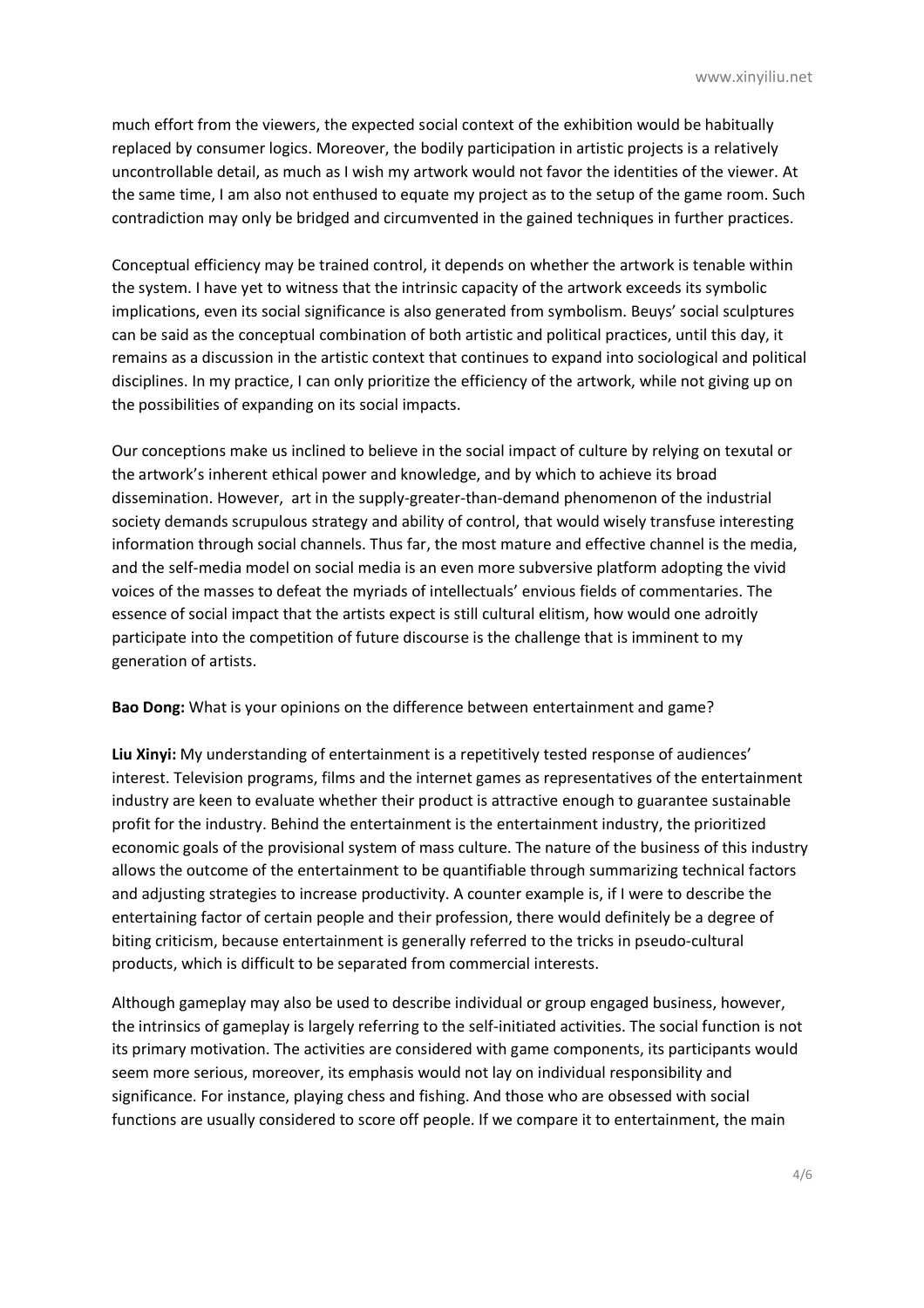much effort from the viewers, the expected social context of the exhibition would be habitually replaced by consumer logics. Moreover, the bodily participation in artistic projects is a relatively uncontrollable detail, as much as I wish my artwork would not favor the identities of the viewer. At the same time, I am also not enthused to equate my project as to the setup of the game room. Such contradiction may only be bridged and circumvented in the gained techniques in further practices.

Conceptual efficiency may be trained control, it depends on whether the artwork is tenable within the system. I have yet to witness that the intrinsic capacity of the artwork exceeds its symbolic implications, even its social significance is also generated from symbolism. Beuys' social sculptures can be said as the conceptual combination of both artistic and political practices, until this day, it remains as a discussion in the artistic context that continues to expand into sociological and political disciplines. In my practice, I can only prioritize the efficiency of the artwork, while not giving up on the possibilities of expanding on its social impacts.

Our conceptions make us inclined to believe in the social impact of culture by relying on texutal or the artwork's inherent ethical power and knowledge, and by which to achieve its broad dissemination. However, art in the supply-greater-than-demand phenomenon of the industrial society demands scrupulous strategy and ability of control, that would wisely transfuse interesting information through social channels. Thus far, the most mature and effective channel is the media, and the self-media model on social media is an even more subversive platform adopting the vivid voices of the masses to defeat the myriads of intellectuals' envious fields of commentaries. The essence of social impact that the artists expect is still cultural elitism, how would one adroitly participate into the competition of future discourse is the challenge that is imminent to my generation of artists.

**Bao Dong:** What is your opinions on the difference between entertainment and game?

**Liu Xinyi:** My understanding of entertainment is a repetitively tested response of audiences' interest. Television programs, films and the internet games as representatives of the entertainment industry are keen to evaluate whether their product is attractive enough to guarantee sustainable profit for the industry. Behind the entertainment is the entertainment industry, the prioritized economic goals of the provisional system of mass culture. The nature of the business of this industry allows the outcome of the entertainment to be quantifiable through summarizing technical factors and adjusting strategies to increase productivity. A counter example is, if I were to describe the entertaining factor of certain people and their profession, there would definitely be a degree of biting criticism, because entertainment is generally referred to the tricks in pseudo-cultural products, which is difficult to be separated from commercial interests.

Although gameplay may also be used to describe individual or group engaged business, however, the intrinsics of gameplay is largely referring to the self-initiated activities. The social function is not its primary motivation. The activities are considered with game components, its participants would seem more serious, moreover, its emphasis would not lay on individual responsibility and significance. For instance, playing chess and fishing. And those who are obsessed with social functions are usually considered to score off people. If we compare it to entertainment, the main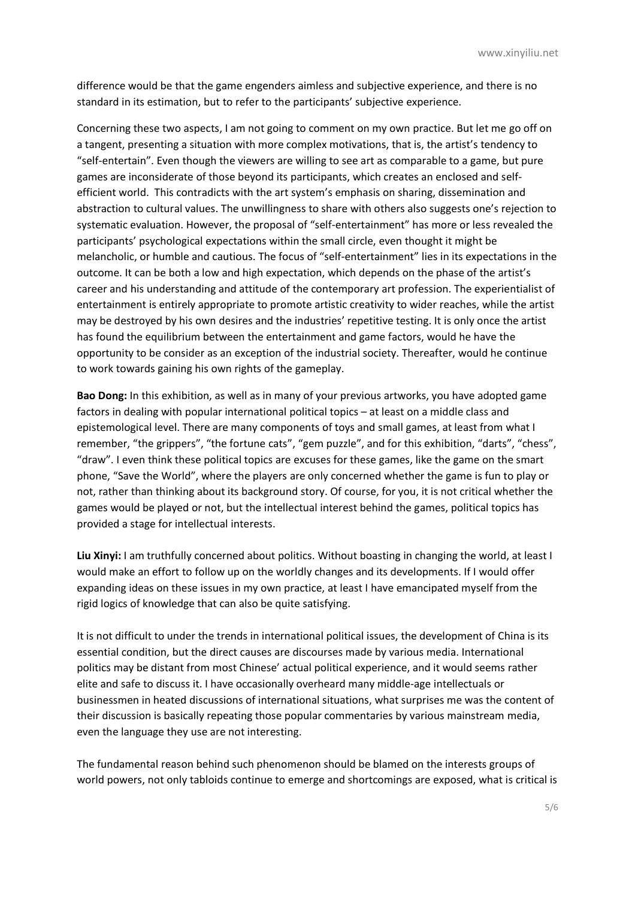difference would be that the game engenders aimless and subjective experience, and there is no standard in its estimation, but to refer to the participants' subjective experience.

Concerning these two aspects, I am not going to comment on my own practice. But let me go off on a tangent, presenting a situation with more complex motivations, that is, the artist's tendency to "self-entertain". Even though the viewers are willing to see art as comparable to a game, but pure games are inconsiderate of those beyond its participants, which creates an enclosed and self-efficient world. This contradicts with the art system's emphasis on sharing, dissemination and abstraction to cultural values. The unwillingness to share with others also suggests one's rejection to systematic evaluation. However, the proposal of "self-entertainment" has more or less revealed the participants' psychological expectations within the small circle, even thought it might be melancholic, or humble and cautious. The focus of "self-entertainment" lies in its expectations in the outcome. It can be both a low and high expectation, which depends on the phase of the artist's career and his understanding and attitude of the contemporary art profession. The experientialist of entertainment is entirely appropriate to promote artistic creativity to wider reaches, while the artist may be destroyed by his own desires and the industries' repetitive testing. It is only once the artist has found the equilibrium between the entertainment and game factors, would he have the opportunity to be consider as an exception of the industrial society. Thereafter, would he continue to work towards gaining his own rights of the gameplay.

**Bao Dong:** In this exhibition, as well as in many of your previous artworks, you have adopted game factors in dealing with popular international political topics – at least on a middle class and epistemological level. There are many components of toys and small games, at least from what I remember, "the grippers", "the fortune cats", "gem puzzle", and for this exhibition, "darts", "chess", "draw". I even think these political topics are excuses for these games, like the game on the smart phone, "Save the World", where the players are only concerned whether the game is fun to play or not, rather than thinking about its background story. Of course, for you, it is not critical whether the games would be played or not, but the intellectual interest behind the games, political topics has provided a stage for intellectual interests.

**Liu Xinyi:** I am truthfully concerned about politics. Without boasting in changing the world, at least I would make an effort to follow up on the worldly changes and its developments. If I would offer expanding ideas on these issues in my own practice, at least I have emancipated myself from the rigid logics of knowledge that can also be quite satisfying.

It is not difficult to under the trends in international political issues, the development of China is its essential condition, but the direct causes are discourses made by various media. International politics may be distant from most Chinese' actual political experience, and it would seems rather elite and safe to discuss it. I have occasionally overheard many middle-age intellectuals or businessmen in heated discussions of international situations, what surprises me was the content of their discussion is basically repeating those popular commentaries by various mainstream media, even the language they use are not interesting.

The fundamental reason behind such phenomenon should be blamed on the interests groups of world powers, not only tabloids continue to emerge and shortcomings are exposed, what is critical is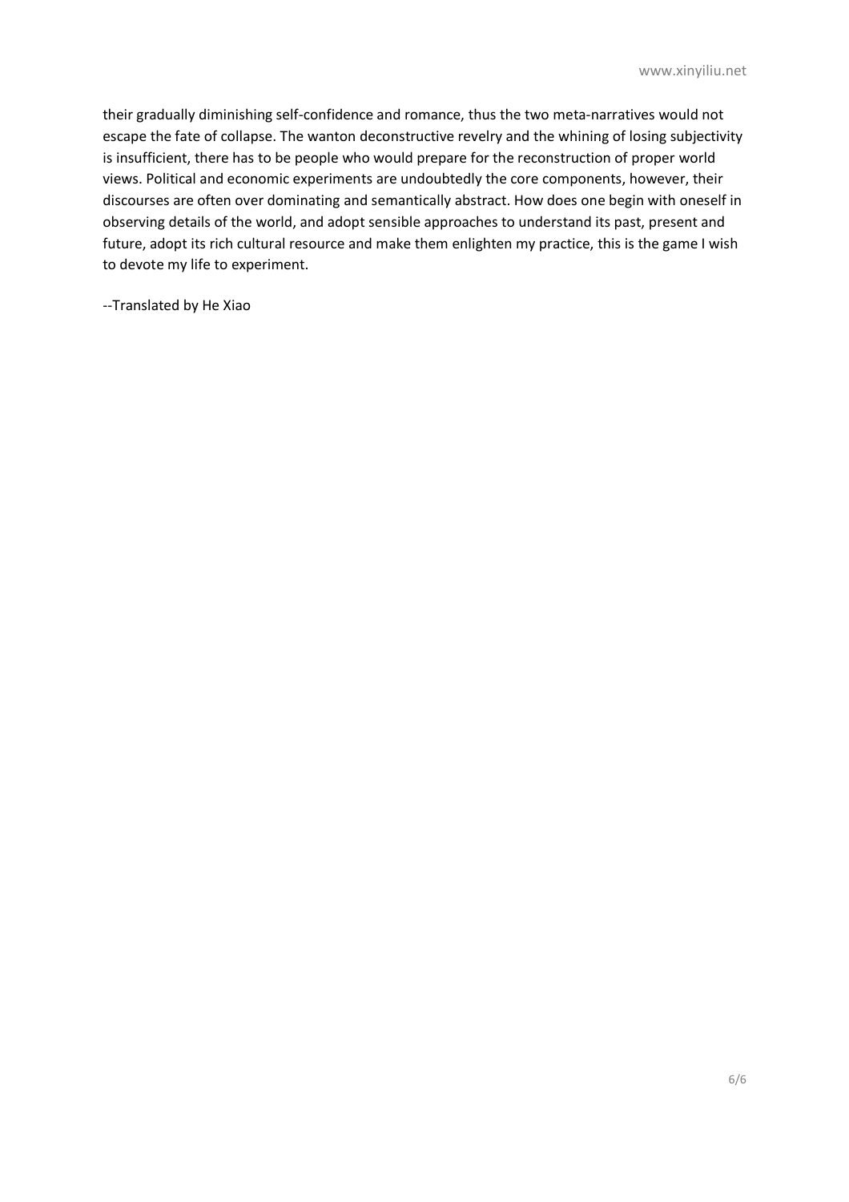their gradually diminishing self-confidence and romance, thus the two meta-narratives would not escape the fate of collapse. The wanton deconstructive revelry and the whining of losing subjectivity is insufficient, there has to be people who would prepare for the reconstruction of proper world views. Political and economic experiments are undoubtedly the core components, however, their discourses are often over dominating and semantically abstract. How does one begin with oneself in observing details of the world, and adopt sensible approaches to understand its past, present and future, adopt its rich cultural resource and make them enlighten my practice, this is the game I wish to devote my life to experiment.

--Translated by He Xiao